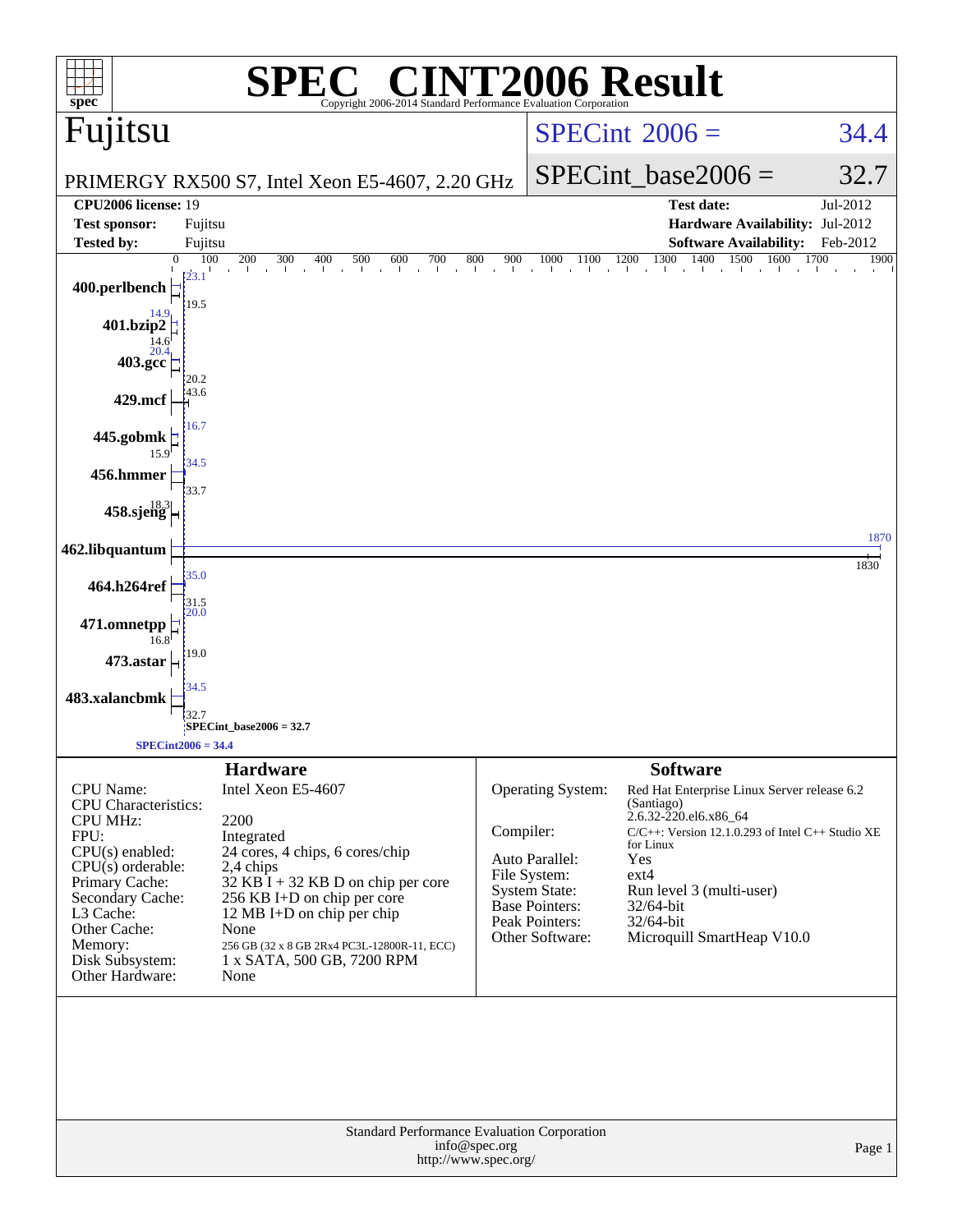# SPEC CINT2006 Result

Copyright 2006-2014 Standard Performance Evaluation Corporation

## Fujitsu

PRIMERGY RX500 S7, Intel Xeon E5-4607, 2.20 GHz

SPECint 2006 = 34.4

SPECint_base2006 = 32.7

| | | | |
|---|---|---|---|
| **CPU2006 license:** | 19 | **Test date:** | Jul-2012 |
| **Test sponsor:** | Fujitsu | **Hardware Availability:** | Jul-2012 |
| **Tested by:** | Fujitsu | **Software Availability:** | Feb-2012 |

| Benchmark | Peak | Base |
|---|---|---|
| 400.perlbench | 23.1 | 19.5 |
| 401.bzip2 | 14.9 | 14.6 |
| 403.gcc | 20.4 | 20.2 |
| 429.mcf | 43.6 | |
| 445.gobmk | 16.7 | 15.9 |
| 456.hmmer | 34.5 | 33.7 |
| 458.sjeng | 18.3 | |
| 462.libquantum | 1870 | 1830 |
| 464.h264ref | 35.0 | 31.5 |
| 471.omnetpp | 20.0 | 16.8 |
| 473.astar | 19.0 | |
| 483.xalancbmk | 34.5 | 32.7 |

SPECint_base2006 = 32.7

SPECint2006 = 34.4

## Hardware

| | |
|---|---|
| CPU Name: | Intel Xeon E5-4607 |
| CPU Characteristics: | |
| CPU MHz: | 2200 |
| FPU: | Integrated |
| CPU(s) enabled: | 24 cores, 4 chips, 6 cores/chip |
| CPU(s) orderable: | 2,4 chips |
| Primary Cache: | 32 KB I + 32 KB D on chip per core |
| Secondary Cache: | 256 KB I+D on chip per core |
| L3 Cache: | 12 MB I+D on chip per chip |
| Other Cache: | None |
| Memory: | 256 GB (32 x 8 GB 2Rx4 PC3L-12800R-11, ECC) |
| Disk Subsystem: | 1 x SATA, 500 GB, 7200 RPM |
| Other Hardware: | None |

## Software

| | |
|---|---|
| Operating System: | Red Hat Enterprise Linux Server release 6.2 (Santiago) 2.6.32-220.el6.x86_64 |
| Compiler: | C/C++: Version 12.1.0.293 of Intel C++ Studio XE for Linux |
| Auto Parallel: | Yes |
| File System: | ext4 |
| System State: | Run level 3 (multi-user) |
| Base Pointers: | 32/64-bit |
| Peak Pointers: | 32/64-bit |
| Other Software: | Microquill SmartHeap V10.0 |

Standard Performance Evaluation Corporation
info@spec.org
http://www.spec.org/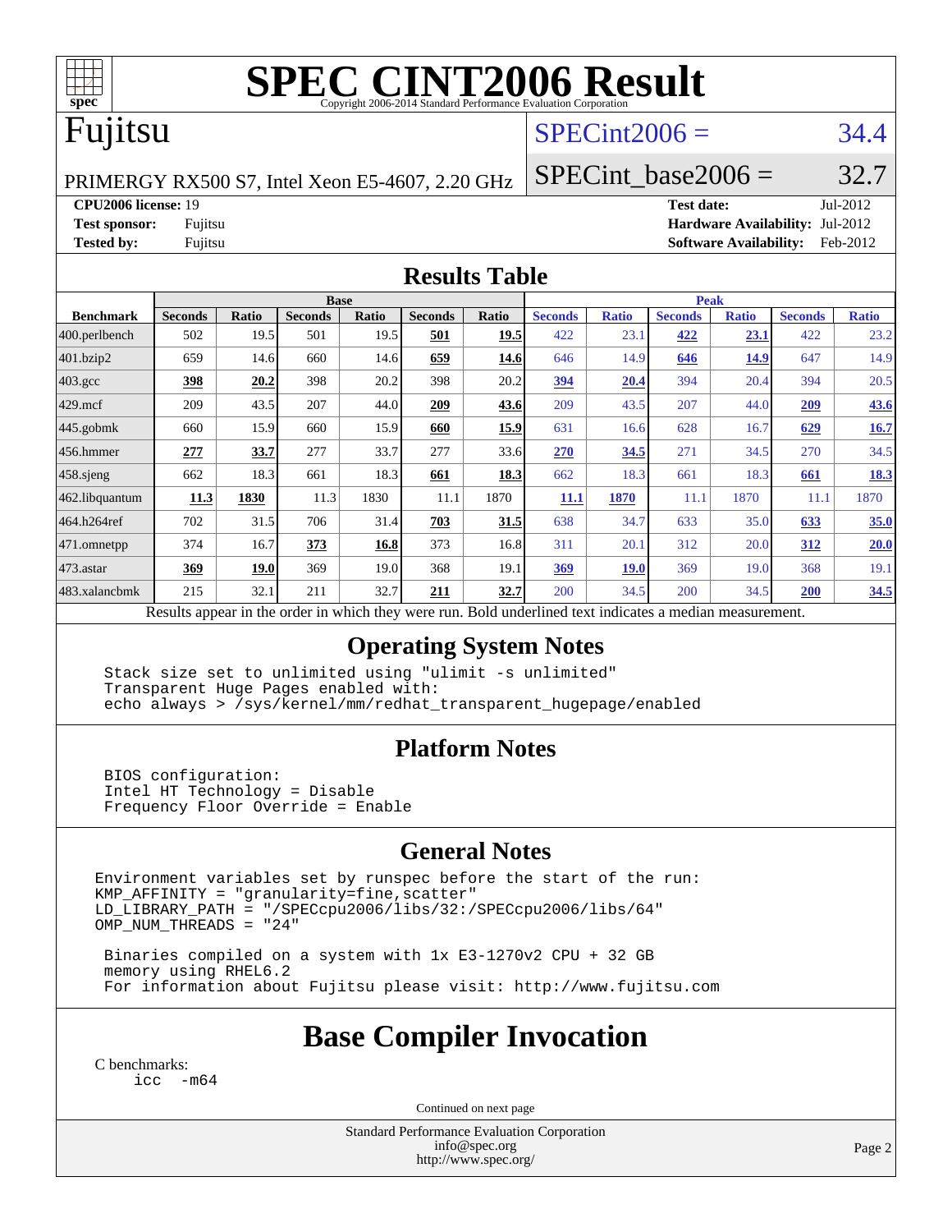# SPEC CINT2006 Result

Copyright 2006-2014 Standard Performance Evaluation Corporation

# Fujitsu

PRIMERGY RX500 S7, Intel Xeon E5-4607, 2.20 GHz

SPECint2006 = 34.4

SPECint_base2006 = 32.7

**CPU2006 license:** 19
**Test sponsor:** Fujitsu
**Tested by:** Fujitsu

**Test date:** Jul-2012
**Hardware Availability:** Jul-2012
**Software Availability:** Feb-2012

## Results Table

| Benchmark | Base | | | | | | Peak | | | | | |
|---|---|---|---|---|---|---|---|---|---|---|---|---|
| | Seconds | Ratio | Seconds | Ratio | Seconds | Ratio | Seconds | Ratio | Seconds | Ratio | Seconds | Ratio |
| 400.perlbench | 502 | 19.5 | 501 | 19.5 | **501** | **19.5** | 422 | 23.1 | **422** | **23.1** | 422 | 23.2 |
| 401.bzip2 | 659 | 14.6 | 660 | 14.6 | **659** | **14.6** | 646 | 14.9 | **646** | **14.9** | 647 | 14.9 |
| 403.gcc | **398** | **20.2** | 398 | 20.2 | 398 | 20.2 | **394** | **20.4** | 394 | 20.4 | 394 | 20.5 |
| 429.mcf | 209 | 43.5 | 207 | 44.0 | **209** | **43.6** | 209 | 43.5 | 207 | 44.0 | **209** | **43.6** |
| 445.gobmk | 660 | 15.9 | 660 | 15.9 | **660** | **15.9** | 631 | 16.6 | 628 | 16.7 | **629** | **16.7** |
| 456.hmmer | **277** | **33.7** | 277 | 33.7 | 277 | 33.6 | **270** | **34.5** | 271 | 34.5 | 270 | 34.5 |
| 458.sjeng | 662 | 18.3 | 661 | 18.3 | **661** | **18.3** | 662 | 18.3 | 661 | 18.3 | **661** | **18.3** |
| 462.libquantum | **11.3** | **1830** | 11.3 | 1830 | 11.1 | 1870 | **11.1** | **1870** | 11.1 | 1870 | 11.1 | 1870 |
| 464.h264ref | 702 | 31.5 | 706 | 31.4 | **703** | **31.5** | 638 | 34.7 | 633 | 35.0 | **633** | **35.0** |
| 471.omnetpp | 374 | 16.7 | **373** | **16.8** | 373 | 16.8 | 311 | 20.1 | 312 | 20.0 | **312** | **20.0** |
| 473.astar | **369** | **19.0** | 369 | 19.0 | 368 | 19.1 | **369** | **19.0** | 369 | 19.0 | 368 | 19.1 |
| 483.xalancbmk | 215 | 32.1 | 211 | 32.7 | **211** | **32.7** | 200 | 34.5 | 200 | 34.5 | **200** | **34.5** |

Results appear in the order in which they were run. Bold underlined text indicates a median measurement.

## Operating System Notes

```
Stack size set to unlimited using "ulimit -s unlimited"
Transparent Huge Pages enabled with:
echo always > /sys/kernel/mm/redhat_transparent_hugepage/enabled
```

## Platform Notes

```
BIOS configuration:
Intel HT Technology = Disable
Frequency Floor Override = Enable
```

## General Notes

```
Environment variables set by runspec before the start of the run:
KMP_AFFINITY = "granularity=fine,scatter"
LD_LIBRARY_PATH = "/SPECcpu2006/libs/32:/SPECcpu2006/libs/64"
OMP_NUM_THREADS = "24"

 Binaries compiled on a system with 1x E3-1270v2 CPU + 32 GB
 memory using RHEL6.2
 For information about Fujitsu please visit: http://www.fujitsu.com
```

## Base Compiler Invocation

C benchmarks:
```
icc  -m64
```

Continued on next page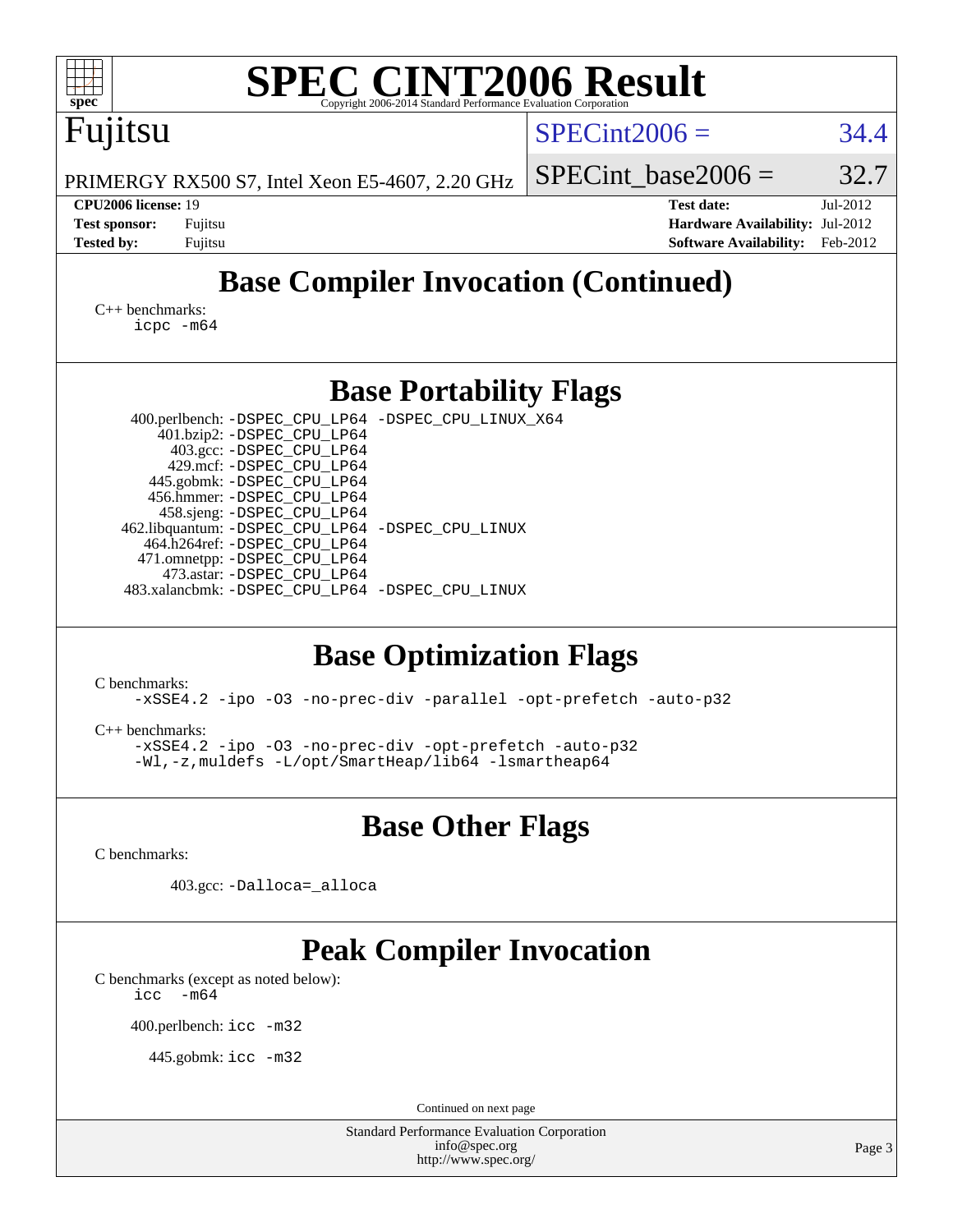## Base Compiler Invocation (Continued)

C++ benchmarks:
```
icpc -m64
```

## Base Portability Flags

| | |
|---|---|
| 400.perlbench: | -DSPEC_CPU_LP64 -DSPEC_CPU_LINUX_X64 |
| 401.bzip2: | -DSPEC_CPU_LP64 |
| 403.gcc: | -DSPEC_CPU_LP64 |
| 429.mcf: | -DSPEC_CPU_LP64 |
| 445.gobmk: | -DSPEC_CPU_LP64 |
| 456.hmmer: | -DSPEC_CPU_LP64 |
| 458.sjeng: | -DSPEC_CPU_LP64 |
| 462.libquantum: | -DSPEC_CPU_LP64 -DSPEC_CPU_LINUX |
| 464.h264ref: | -DSPEC_CPU_LP64 |
| 471.omnetpp: | -DSPEC_CPU_LP64 |
| 473.astar: | -DSPEC_CPU_LP64 |
| 483.xalancbmk: | -DSPEC_CPU_LP64 -DSPEC_CPU_LINUX |

## Base Optimization Flags

C benchmarks:
```
-xSSE4.2 -ipo -O3 -no-prec-div -parallel -opt-prefetch -auto-p32
```

C++ benchmarks:
```
-xSSE4.2 -ipo -O3 -no-prec-div -opt-prefetch -auto-p32
-Wl,-z,muldefs -L/opt/SmartHeap/lib64 -lsmartheap64
```

## Base Other Flags

C benchmarks:

403.gcc: `-Dalloca=_alloca`

## Peak Compiler Invocation

C benchmarks (except as noted below):
```
icc  -m64
```

400.perlbench: `icc -m32`

445.gobmk: `icc -m32`

Continued on next page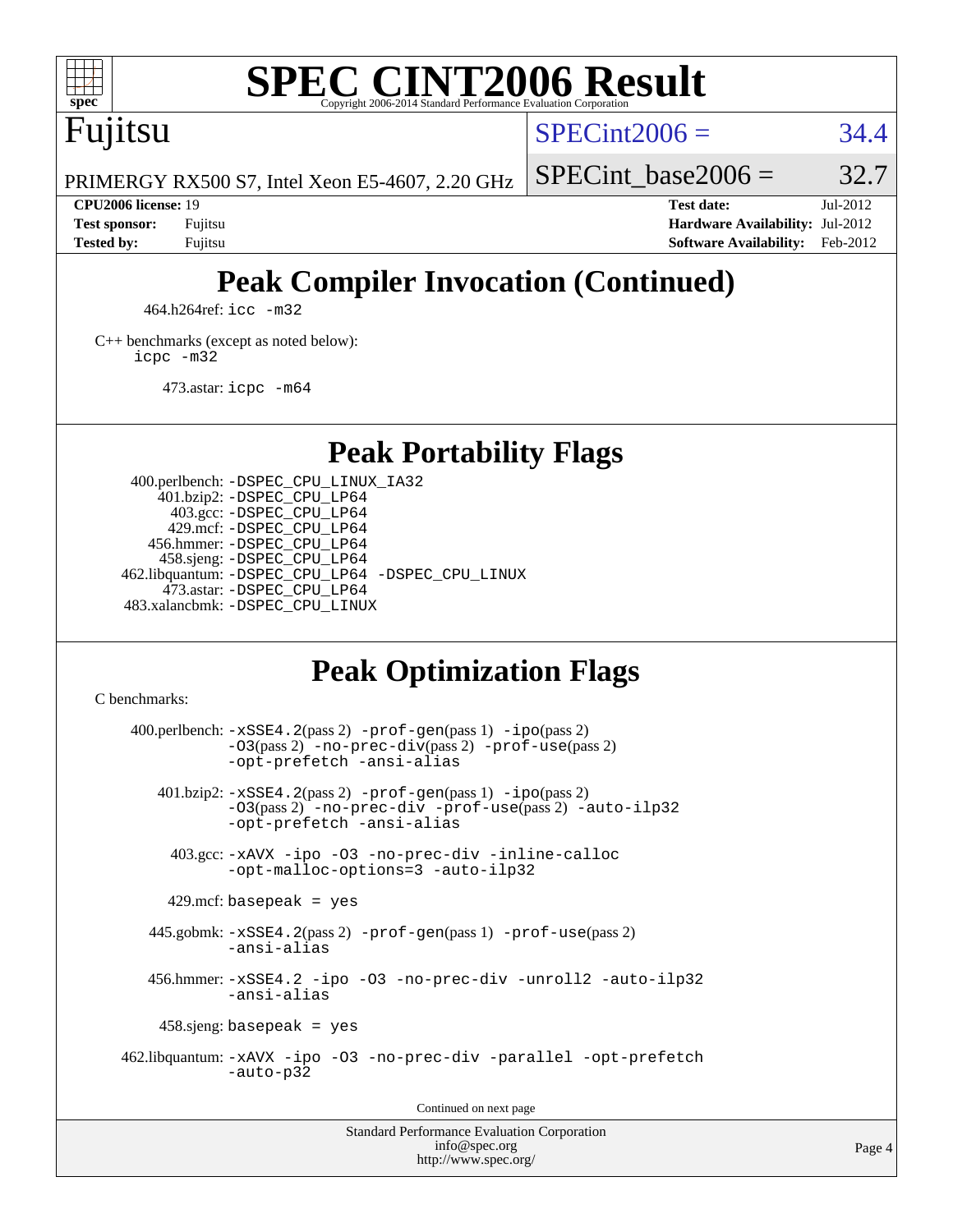# SPEC CINT2006 Result

Copyright 2006-2014 Standard Performance Evaluation Corporation

## Fujitsu

PRIMERGY RX500 S7, Intel Xeon E5-4607, 2.20 GHz

SPECint2006 = 34.4

SPECint_base2006 = 32.7

**CPU2006 license:** 19
**Test sponsor:** Fujitsu
**Tested by:** Fujitsu

**Test date:** Jul-2012
**Hardware Availability:** Jul-2012
**Software Availability:** Feb-2012

## Peak Compiler Invocation (Continued)

464.h264ref: `icc -m32`

C++ benchmarks (except as noted below):
`icpc -m32`

473.astar: `icpc -m64`

## Peak Portability Flags

400.perlbench: `-DSPEC_CPU_LINUX_IA32`
401.bzip2: `-DSPEC_CPU_LP64`
403.gcc: `-DSPEC_CPU_LP64`
429.mcf: `-DSPEC_CPU_LP64`
456.hmmer: `-DSPEC_CPU_LP64`
458.sjeng: `-DSPEC_CPU_LP64`
462.libquantum: `-DSPEC_CPU_LP64 -DSPEC_CPU_LINUX`
473.astar: `-DSPEC_CPU_LP64`
483.xalancbmk: `-DSPEC_CPU_LINUX`

## Peak Optimization Flags

C benchmarks:

400.perlbench: `-xSSE4.2`(pass 2) `-prof-gen`(pass 1) `-ipo`(pass 2) `-O3`(pass 2) `-no-prec-div`(pass 2) `-prof-use`(pass 2) `-opt-prefetch -ansi-alias`

401.bzip2: `-xSSE4.2`(pass 2) `-prof-gen`(pass 1) `-ipo`(pass 2) `-O3`(pass 2) `-no-prec-div -prof-use`(pass 2) `-auto-ilp32 -opt-prefetch -ansi-alias`

403.gcc: `-xAVX -ipo -O3 -no-prec-div -inline-calloc -opt-malloc-options=3 -auto-ilp32`

429.mcf: `basepeak = yes`

445.gobmk: `-xSSE4.2`(pass 2) `-prof-gen`(pass 1) `-prof-use`(pass 2) `-ansi-alias`

456.hmmer: `-xSSE4.2 -ipo -O3 -no-prec-div -unroll2 -auto-ilp32 -ansi-alias`

458.sjeng: `basepeak = yes`

462.libquantum: `-xAVX -ipo -O3 -no-prec-div -parallel -opt-prefetch -auto-p32`

Continued on next page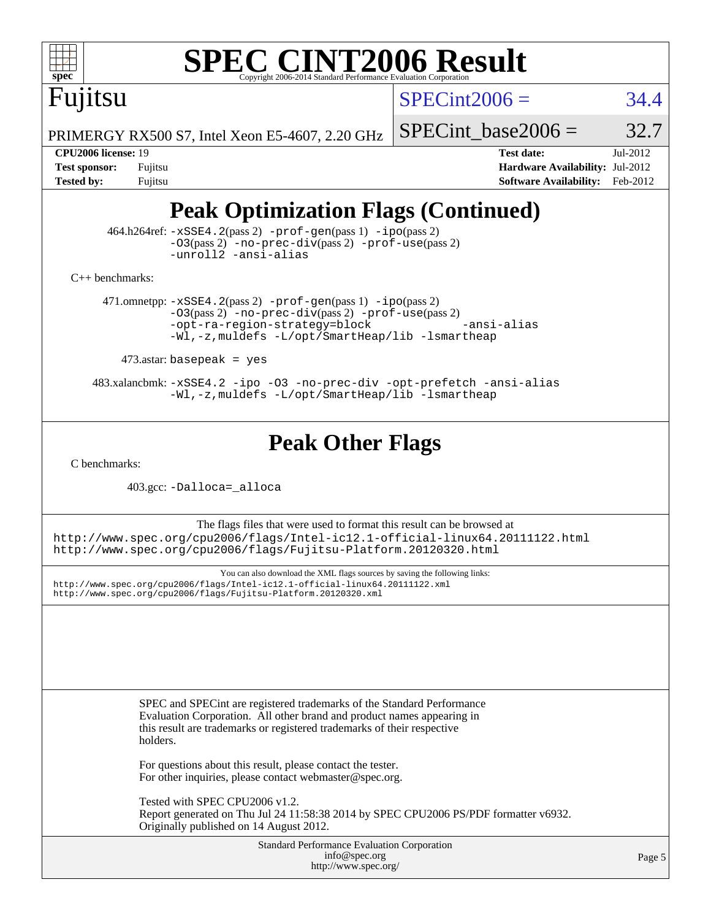# SPEC CINT2006 Result

Copyright 2006-2014 Standard Performance Evaluation Corporation

Fujitsu

PRIMERGY RX500 S7, Intel Xeon E5-4607, 2.20 GHz

SPECint2006 = 34.4

SPECint_base2006 = 32.7

**CPU2006 license:** 19
**Test sponsor:** Fujitsu
**Tested by:** Fujitsu

**Test date:** Jul-2012
**Hardware Availability:** Jul-2012
**Software Availability:** Feb-2012

## Peak Optimization Flags (Continued)

464.h264ref: -xSSE4.2(pass 2) -prof-gen(pass 1) -ipo(pass 2) -O3(pass 2) -no-prec-div(pass 2) -prof-use(pass 2) -unroll2 -ansi-alias

C++ benchmarks:

471.omnetpp: -xSSE4.2(pass 2) -prof-gen(pass 1) -ipo(pass 2) -O3(pass 2) -no-prec-div(pass 2) -prof-use(pass 2) -opt-ra-region-strategy=block -ansi-alias -Wl,-z,muldefs -L/opt/SmartHeap/lib -lsmartheap

473.astar: basepeak = yes

483.xalancbmk: -xSSE4.2 -ipo -O3 -no-prec-div -opt-prefetch -ansi-alias -Wl,-z,muldefs -L/opt/SmartHeap/lib -lsmartheap

## Peak Other Flags

C benchmarks:

403.gcc: -Dalloca=_alloca

The flags files that were used to format this result can be browsed at
http://www.spec.org/cpu2006/flags/Intel-ic12.1-official-linux64.20111122.html
http://www.spec.org/cpu2006/flags/Fujitsu-Platform.20120320.html

You can also download the XML flags sources by saving the following links:
http://www.spec.org/cpu2006/flags/Intel-ic12.1-official-linux64.20111122.xml
http://www.spec.org/cpu2006/flags/Fujitsu-Platform.20120320.xml

SPEC and SPECint are registered trademarks of the Standard Performance Evaluation Corporation. All other brand and product names appearing in this result are trademarks or registered trademarks of their respective holders.

For questions about this result, please contact the tester.
For other inquiries, please contact webmaster@spec.org.

Tested with SPEC CPU2006 v1.2.
Report generated on Thu Jul 24 11:58:38 2014 by SPEC CPU2006 PS/PDF formatter v6932.
Originally published on 14 August 2012.

Standard Performance Evaluation Corporation
info@spec.org
http://www.spec.org/